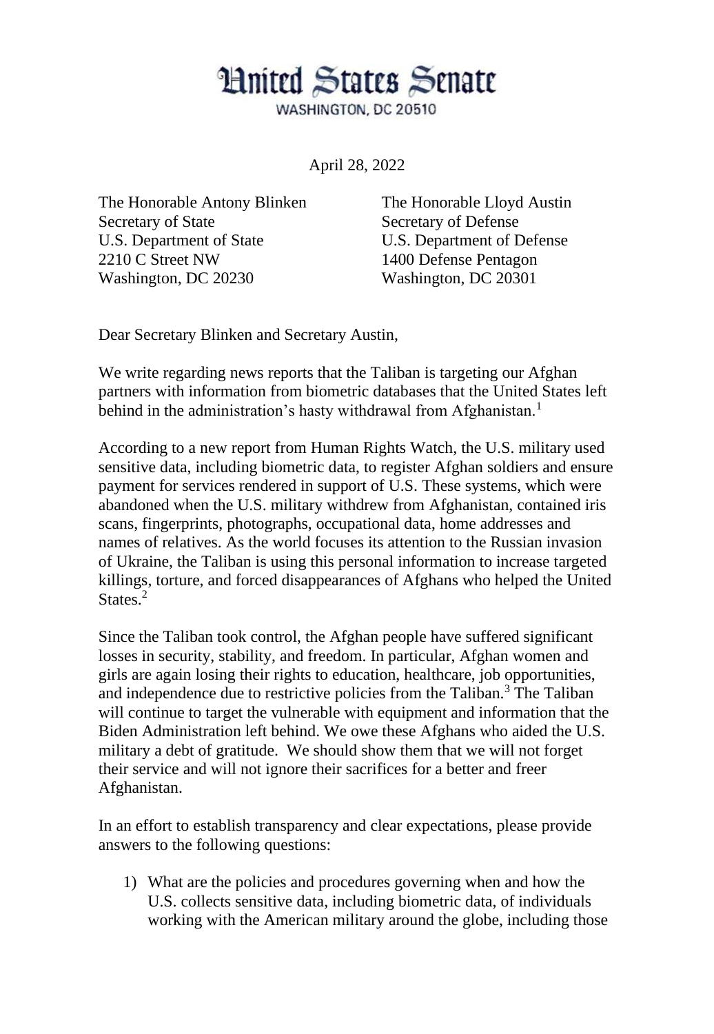# United States Senate

WASHINGTON, DC 20510

April 28, 2022

The Honorable Antony Blinken
Secretary of State
U.S. Department of State
2210 C Street NW
Washington, DC 20230

The Honorable Lloyd Austin
Secretary of Defense
U.S. Department of Defense
1400 Defense Pentagon
Washington, DC 20301

Dear Secretary Blinken and Secretary Austin,

We write regarding news reports that the Taliban is targeting our Afghan partners with information from biometric databases that the United States left behind in the administration's hasty withdrawal from Afghanistan.[1]

According to a new report from Human Rights Watch, the U.S. military used sensitive data, including biometric data, to register Afghan soldiers and ensure payment for services rendered in support of U.S. These systems, which were abandoned when the U.S. military withdrew from Afghanistan, contained iris scans, fingerprints, photographs, occupational data, home addresses and names of relatives. As the world focuses its attention to the Russian invasion of Ukraine, the Taliban is using this personal information to increase targeted killings, torture, and forced disappearances of Afghans who helped the United States.[2]

Since the Taliban took control, the Afghan people have suffered significant losses in security, stability, and freedom. In particular, Afghan women and girls are again losing their rights to education, healthcare, job opportunities, and independence due to restrictive policies from the Taliban.[3] The Taliban will continue to target the vulnerable with equipment and information that the Biden Administration left behind. We owe these Afghans who aided the U.S. military a debt of gratitude. We should show them that we will not forget their service and will not ignore their sacrifices for a better and freer Afghanistan.

In an effort to establish transparency and clear expectations, please provide answers to the following questions:

1) What are the policies and procedures governing when and how the U.S. collects sensitive data, including biometric data, of individuals working with the American military around the globe, including those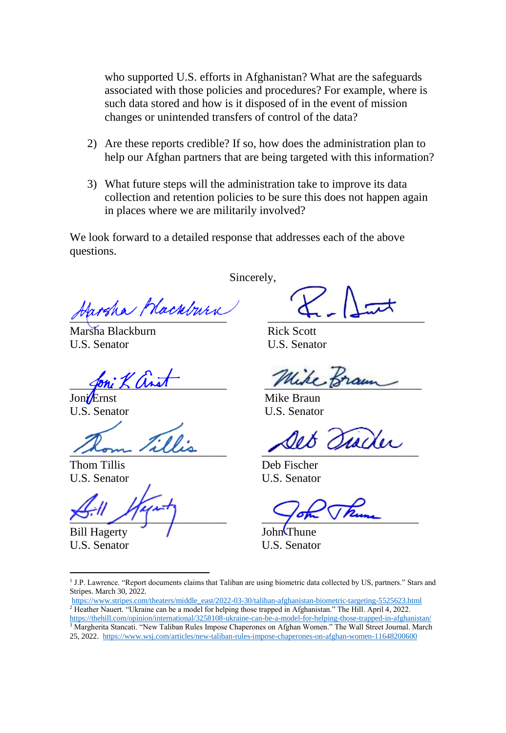who supported U.S. efforts in Afghanistan? What are the safeguards associated with those policies and procedures? For example, where is such data stored and how is it disposed of in the event of mission changes or unintended transfers of control of the data?

2) Are these reports credible? If so, how does the administration plan to help our Afghan partners that are being targeted with this information?

3) What future steps will the administration take to improve its data collection and retention policies to be sure this does not happen again in places where we are militarily involved?

We look forward to a detailed response that addresses each of the above questions.

Sincerely,

Marsha Blackburn
U.S. Senator

Rick Scott
U.S. Senator

Joni Ernst
U.S. Senator

Mike Braun
U.S. Senator

Thom Tillis
U.S. Senator

Deb Fischer
U.S. Senator

Bill Hagerty
U.S. Senator

John Thune
U.S. Senator

---

[1] J.P. Lawrence. "Report documents claims that Taliban are using biometric data collected by US, partners." Stars and Stripes. March 30, 2022. https://www.stripes.com/theaters/middle_east/2022-03-30/taliban-afghanistan-biometric-targeting-5525623.html

[2] Heather Nauert. "Ukraine can be a model for helping those trapped in Afghanistan." The Hill. April 4, 2022. https://thehill.com/opinion/international/3258108-ukraine-can-be-a-model-for-helping-those-trapped-in-afghanistan/

[3] Margherita Stancati. "New Taliban Rules Impose Chaperones on Afghan Women." The Wall Street Journal. March 25, 2022. https://www.wsj.com/articles/new-taliban-rules-impose-chaperones-on-afghan-women-11648200600